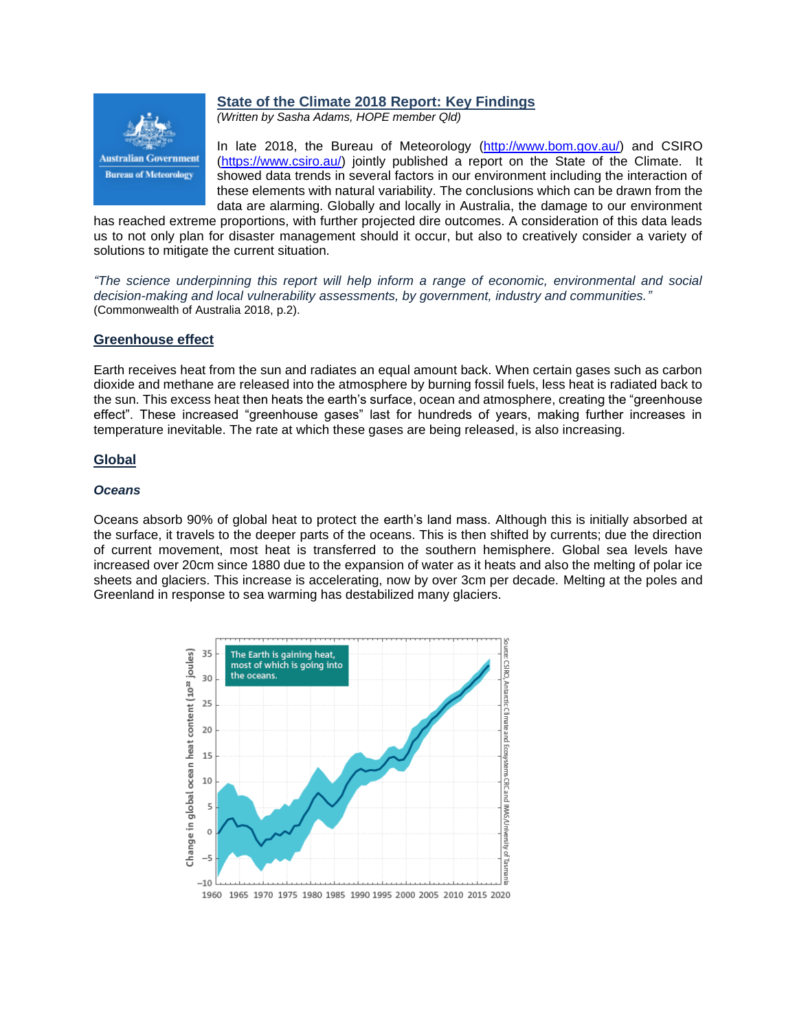## State of the Climate 2018 Report: Key Findings

*(Written by Sasha Adams, HOPE member Qld)*

In late 2018, the Bureau of Meteorology (http://www.bom.gov.au/) and CSIRO (https://www.csiro.au/) jointly published a report on the State of the Climate. It showed data trends in several factors in our environment including the interaction of these elements with natural variability. The conclusions which can be drawn from the data are alarming. Globally and locally in Australia, the damage to our environment has reached extreme proportions, with further projected dire outcomes. A consideration of this data leads us to not only plan for disaster management should it occur, but also to creatively consider a variety of solutions to mitigate the current situation.

*"The science underpinning this report will help inform a range of economic, environmental and social decision-making and local vulnerability assessments, by government, industry and communities."* (Commonwealth of Australia 2018, p.2).

### Greenhouse effect

Earth receives heat from the sun and radiates an equal amount back. When certain gases such as carbon dioxide and methane are released into the atmosphere by burning fossil fuels, less heat is radiated back to the sun. This excess heat then heats the earth's surface, ocean and atmosphere, creating the "greenhouse effect". These increased "greenhouse gases" last for hundreds of years, making further increases in temperature inevitable. The rate at which these gases are being released, is also increasing.

### Global

#### *Oceans*

Oceans absorb 90% of global heat to protect the earth's land mass. Although this is initially absorbed at the surface, it travels to the deeper parts of the oceans. This is then shifted by currents; due the direction of current movement, most heat is transferred to the southern hemisphere. Global sea levels have increased over 20cm since 1880 due to the expansion of water as it heats and also the melting of polar ice sheets and glaciers. This increase is accelerating, now by over 3cm per decade. Melting at the poles and Greenland in response to sea warming has destabilized many glaciers.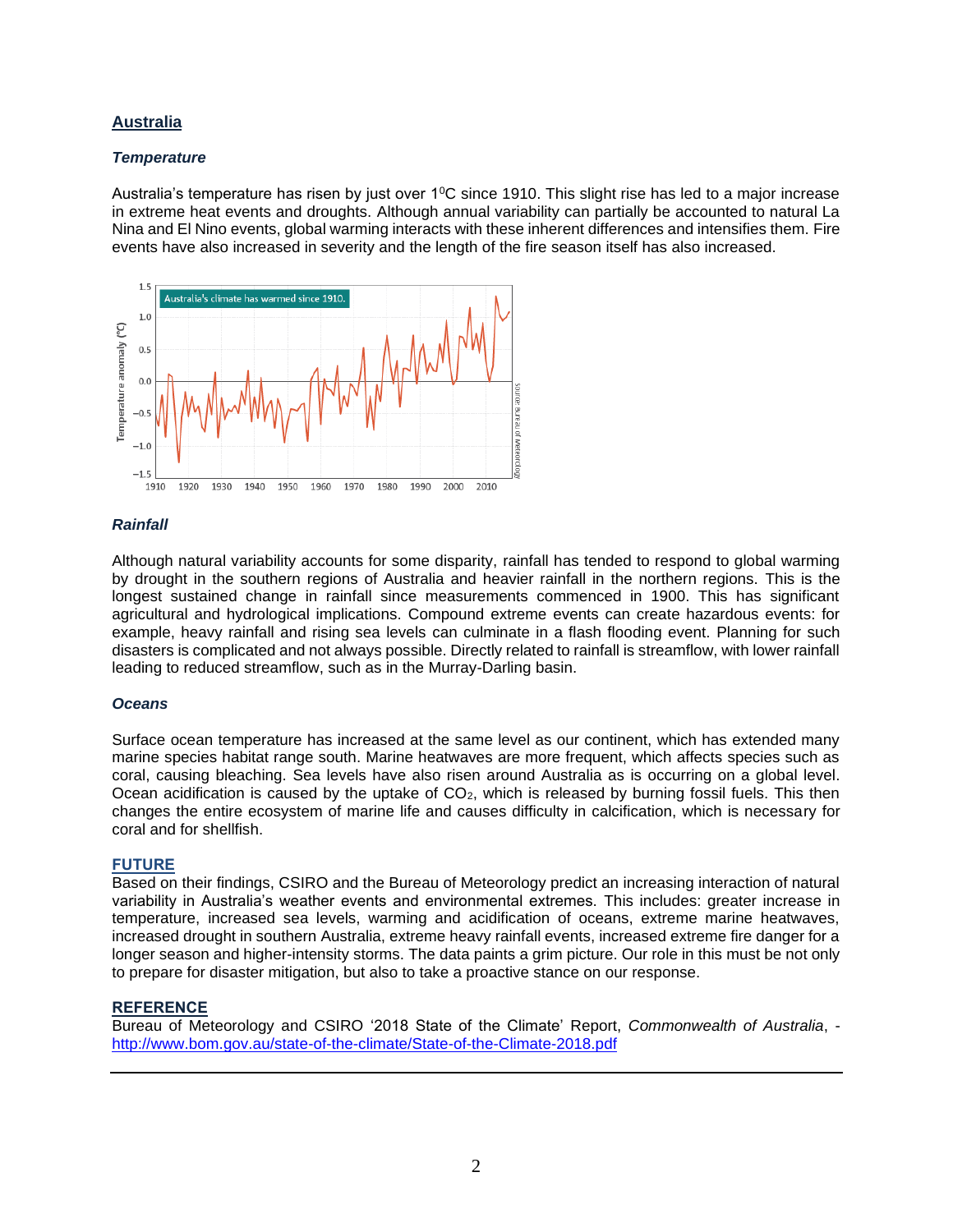## Australia

### *Temperature*

Australia's temperature has risen by just over $1^0$C since 1910. This slight rise has led to a major increase in extreme heat events and droughts. Although annual variability can partially be accounted to natural La Nina and El Nino events, global warming interacts with these inherent differences and intensifies them. Fire events have also increased in severity and the length of the fire season itself has also increased.

Australia's climate has warmed since 1910.

Temperature anomaly (°C)

1.5
1.0
0.5
0.0
−0.5
−1.0
−1.5

1910 1920 1930 1940 1950 1960 1970 1980 1990 2000 2010

Source: Bureau of Meteorology

### *Rainfall*

Although natural variability accounts for some disparity, rainfall has tended to respond to global warming by drought in the southern regions of Australia and heavier rainfall in the northern regions. This is the longest sustained change in rainfall since measurements commenced in 1900. This has significant agricultural and hydrological implications. Compound extreme events can create hazardous events: for example, heavy rainfall and rising sea levels can culminate in a flash flooding event. Planning for such disasters is complicated and not always possible. Directly related to rainfall is streamflow, with lower rainfall leading to reduced streamflow, such as in the Murray-Darling basin.

### *Oceans*

Surface ocean temperature has increased at the same level as our continent, which has extended many marine species habitat range south. Marine heatwaves are more frequent, which affects species such as coral, causing bleaching. Sea levels have also risen around Australia as is occurring on a global level. Ocean acidification is caused by the uptake of $CO_2$, which is released by burning fossil fuels. This then changes the entire ecosystem of marine life and causes difficulty in calcification, which is necessary for coral and for shellfish.

## FUTURE

Based on their findings, CSIRO and the Bureau of Meteorology predict an increasing interaction of natural variability in Australia's weather events and environmental extremes. This includes: greater increase in temperature, increased sea levels, warming and acidification of oceans, extreme marine heatwaves, increased drought in southern Australia, extreme heavy rainfall events, increased extreme fire danger for a longer season and higher-intensity storms. The data paints a grim picture. Our role in this must be not only to prepare for disaster mitigation, but also to take a proactive stance on our response.

## REFERENCE

Bureau of Meteorology and CSIRO '2018 State of the Climate' Report, *Commonwealth of Australia*, - http://www.bom.gov.au/state-of-the-climate/State-of-the-Climate-2018.pdf

---